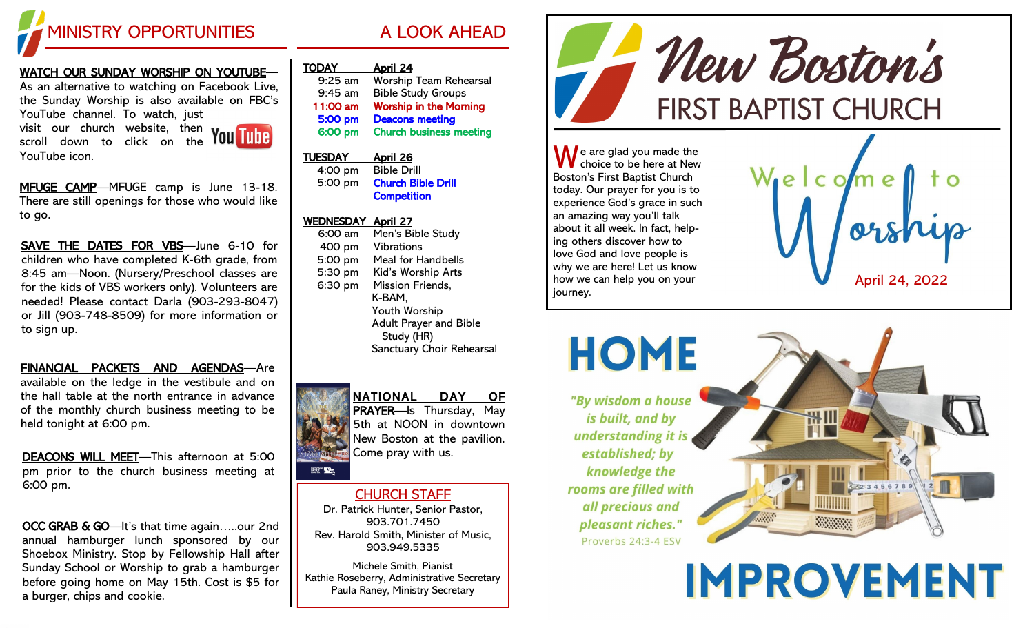## MINISTRY OPPORTUNITIES

**WATCH OUR SUNDAY WORSHIP ON YOUTUBE**—As an alternative to watching on Facebook Live, the Sunday Worship is also available on FBC's YouTube channel. To watch, just visit our church website, then scroll down to click on the YouTube icon.

**MFUGE CAMP**—MFUGE camp is June 13-18. There are still openings for those who would like to go.

**SAVE THE DATES FOR VBS**—June 6-10 for children who have completed K-6th grade, from 8:45 am—Noon. (Nursery/Preschool classes are for the kids of VBS workers only). Volunteers are needed! Please contact Darla (903-293-8047) or Jill (903-748-8509) for more information or to sign up.

**FINANCIAL PACKETS AND AGENDAS**—Are available on the ledge in the vestibule and on the hall table at the north entrance in advance of the monthly church business meeting to be held tonight at 6:00 pm.

**DEACONS WILL MEET**—This afternoon at 5:00 pm prior to the church business meeting at 6:00 pm.

**OCC GRAB & GO**—It's that time again…..our 2nd annual hamburger lunch sponsored by our Shoebox Ministry. Stop by Fellowship Hall after Sunday School or Worship to grab a hamburger before going home on May 15th. Cost is $5 for a burger, chips and cookie.

## A LOOK AHEAD

**TODAY** **April 24**

| | |
|---|---|
| 9:25 am | Worship Team Rehearsal |
| 9:45 am | Bible Study Groups |
| 11:00 am | Worship in the Morning |
| 5:00 pm | Deacons meeting |
| 6:00 pm | Church business meeting |

**TUESDAY** **April 26**

| | |
|---|---|
| 4:00 pm | Bible Drill |
| 5:00 pm | Church Bible Drill Competition |

**WEDNESDAY** **April 27**

| | |
|---|---|
| 6:00 am | Men's Bible Study |
| 400 pm | Vibrations |
| 5:00 pm | Meal for Handbells |
| 5:30 pm | Kid's Worship Arts |
| 6:30 pm | Mission Friends, K-BAM, Youth Worship, Adult Prayer and Bible Study (HR), Sanctuary Choir Rehearsal |

**NATIONAL DAY OF PRAYER**—Is Thursday, May 5th at NOON in downtown New Boston at the pavilion. Come pray with us.

### CHURCH STAFF

Dr. Patrick Hunter, Senior Pastor, 903.701.7450
Rev. Harold Smith, Minister of Music, 903.949.5335

Michele Smith, Pianist
Kathie Roseberry, Administrative Secretary
Paula Raney, Ministry Secretary

# New Boston's FIRST BAPTIST CHURCH

We are glad you made the choice to be here at New Boston's First Baptist Church today. Our prayer for you is to experience God's grace in such an amazing way you'll talk about it all week. In fact, helping others discover how to love God and love people is why we are here! Let us know how we can help you on your journey.

Welcome to Worship

April 24, 2022

# HOME IMPROVEMENT

*"By wisdom a house is built, and by understanding it is established; by knowledge the rooms are filled with all precious and pleasant riches."*

Proverbs 24:3-4 ESV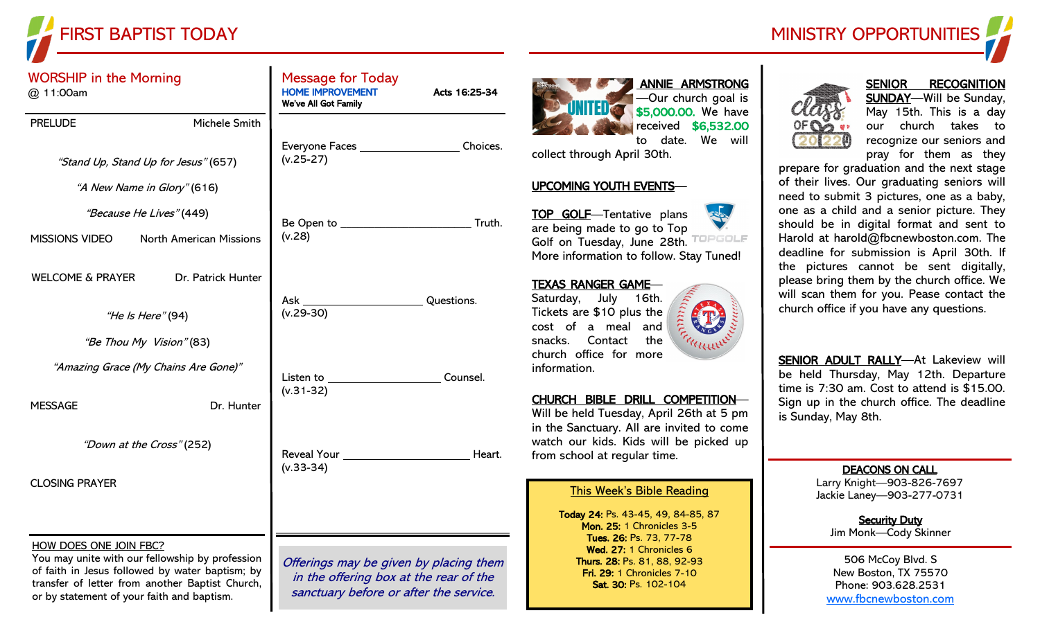# FIRST BAPTIST TODAY

## WORSHIP in the Morning
@ 11:00am

PRELUDE — Michele Smith

*"Stand Up, Stand Up for Jesus"* (657)

*"A New Name in Glory"* (616)

*"Because He Lives"* (449)

MISSIONS VIDEO — North American Missions

WELCOME & PRAYER — Dr. Patrick Hunter

*"He Is Here"* (94)

*"Be Thou My Vision"* (83)

*"Amazing Grace (My Chains Are Gone)"*

MESSAGE — Dr. Hunter

*"Down at the Cross"* (252)

CLOSING PRAYER

### HOW DOES ONE JOIN FBC?

You may unite with our fellowship by profession of faith in Jesus followed by water baptism; by transfer of letter from another Baptist Church, or by statement of your faith and baptism.

## Message for Today

**HOME IMPROVEMENT** — **Acts 16:25-34**
**We've All Got Family**

Everyone Faces ________________ Choices.
(v.25-27)

Be Open to ______________________ Truth.
(v.28)

Ask ____________________ Questions.
(v.29-30)

Listen to ___________________ Counsel.
(v.31-32)

Reveal Your _____________________ Heart.
(v.33-34)

*Offerings may be given by placing them in the offering box at the rear of the sanctuary before or after the service.*

# MINISTRY OPPORTUNITIES

**ANNIE ARMSTRONG**—Our church goal is **$5,000.00.** We have received **$6,532.00** to date. We will collect through April 30th.

**UPCOMING YOUTH EVENTS**—

**TOP GOLF**—Tentative plans are being made to go to Top Golf on Tuesday, June 28th. More information to follow. Stay Tuned!

**TEXAS RANGER GAME**—Saturday, July 16th. Tickets are $10 plus the cost of a meal and snacks. Contact the church office for more information.

**CHURCH BIBLE DRILL COMPETITION**—Will be held Tuesday, April 26th at 5 pm in the Sanctuary. All are invited to come watch our kids. Kids will be picked up from school at regular time.

### This Week's Bible Reading

**Today 24:** Ps. 43-45, 49, 84-85, 87
**Mon. 25:** 1 Chronicles 3-5
**Tues. 26:** Ps. 73, 77-78
**Wed. 27:** 1 Chronicles 6
**Thurs. 28:** Ps. 81, 88, 92-93
**Fri. 29:** 1 Chronicles 7-10
**Sat. 30:** Ps. 102-104

**SENIOR RECOGNITION SUNDAY**—Will be Sunday, May 15th. This is a day our church takes to recognize our seniors and pray for them as they prepare for graduation and the next stage of their lives. Our graduating seniors will need to submit 3 pictures, one as a baby, one as a child and a senior picture. They should be in digital format and sent to Harold at harold@fbcnewboston.com. The deadline for submission is April 30th. If the pictures cannot be sent digitally, please bring them by the church office. We will scan them for you. Pease contact the church office if you have any questions.

**SENIOR ADULT RALLY**—At Lakeview will be held Thursday, May 12th. Departure time is 7:30 am. Cost to attend is $15.00. Sign up in the church office. The deadline is Sunday, May 8th.

**DEACONS ON CALL**
Larry Knight—903-826-7697
Jackie Laney—903-277-0731

**Security Duty**
Jim Monk—Cody Skinner

506 McCoy Blvd. S
New Boston, TX 75570
Phone: 903.628.2531
www.fbcnewboston.com